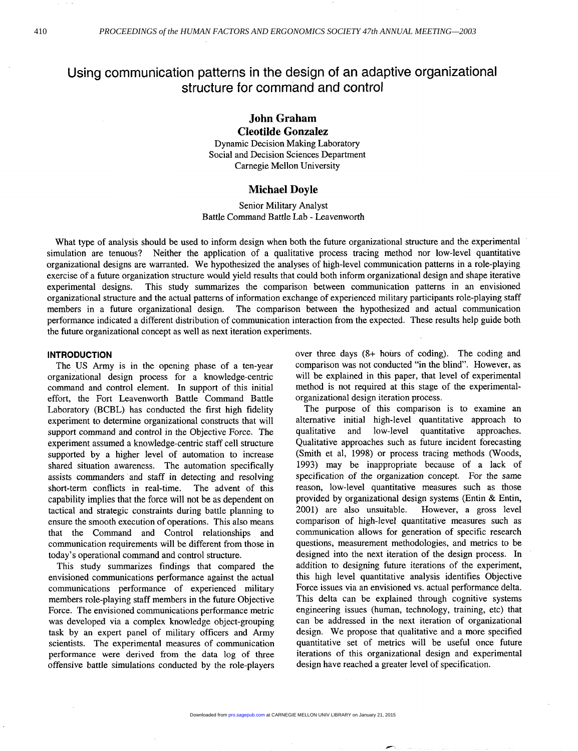# Using communication patterns in the design of an adaptive organizational structure for command and control

**John Graham**
**Cleotilde Gonzalez**
Dynamic Decision Making Laboratory
Social and Decision Sciences Department
Carnegie Mellon University

**Michael Doyle**
Senior Military Analyst
Battle Command Battle Lab - Leavenworth

What type of analysis should be used to inform design when both the future organizational structure and the experimental simulation are tenuous? Neither the application of a qualitative process tracing method nor low-level quantitative organizational designs are warranted. We hypothesized the analyses of high-level communication patterns in a role-playing exercise of a future organization structure would yield results that could both inform organizational design and shape iterative experimental designs. This study summarizes the comparison between communication patterns in an envisioned organizational structure and the actual patterns of information exchange of experienced military participants role-playing staff members in a future organizational design. The comparison between the hypothesized and actual communication performance indicated a different distribution of communication interaction from the expected. These results help guide both the future organizational concept as well as next iteration experiments.

## INTRODUCTION

The US Army is in the opening phase of a ten-year organizational design process for a knowledge-centric command and control element. In support of this initial effort, the Fort Leavenworth Battle Command Battle Laboratory (BCBL) has conducted the first high fidelity experiment to determine organizational constructs that will support command and control in the Objective Force. The experiment assumed a knowledge-centric staff cell structure supported by a higher level of automation to increase shared situation awareness. The automation specifically assists commanders and staff in detecting and resolving short-term conflicts in real-time. The advent of this capability implies that the force will not be as dependent on tactical and strategic constraints during battle planning to ensure the smooth execution of operations. This also means that the Command and Control relationships and communication requirements will be different from those in today's operational command and control structure.

This study summarizes findings that compared the envisioned communications performance against the actual communications performance of experienced military members role-playing staff members in the future Objective Force. The envisioned communications performance metric was developed via a complex knowledge object-grouping task by an expert panel of military officers and Army scientists. The experimental measures of communication performance were derived from the data log of three offensive battle simulations conducted by the role-players over three days (8+ hours of coding). The coding and comparison was not conducted "in the blind". However, as will be explained in this paper, that level of experimental method is not required at this stage of the experimental-organizational design iteration process.

The purpose of this comparison is to examine an alternative initial high-level quantitative approach to qualitative and low-level quantitative approaches. Qualitative approaches such as future incident forecasting (Smith et al, 1998) or process tracing methods (Woods, 1993) may be inappropriate because of a lack of specification of the organization concept. For the same reason, low-level quantitative measures such as those provided by organizational design systems (Entin & Entin, 2001) are also unsuitable. However, a gross level comparison of high-level quantitative measures such as communication allows for generation of specific research questions, measurement methodologies, and metrics to be designed into the next iteration of the design process. In addition to designing future iterations of the experiment, this high level quantitative analysis identifies Objective Force issues via an envisioned vs. actual performance delta. This delta can be explained through cognitive systems engineering issues (human, technology, training, etc) that can be addressed in the next iteration of organizational design. We propose that qualitative and a more specified quantitative set of metrics will be useful once future iterations of this organizational design and experimental design have reached a greater level of specification.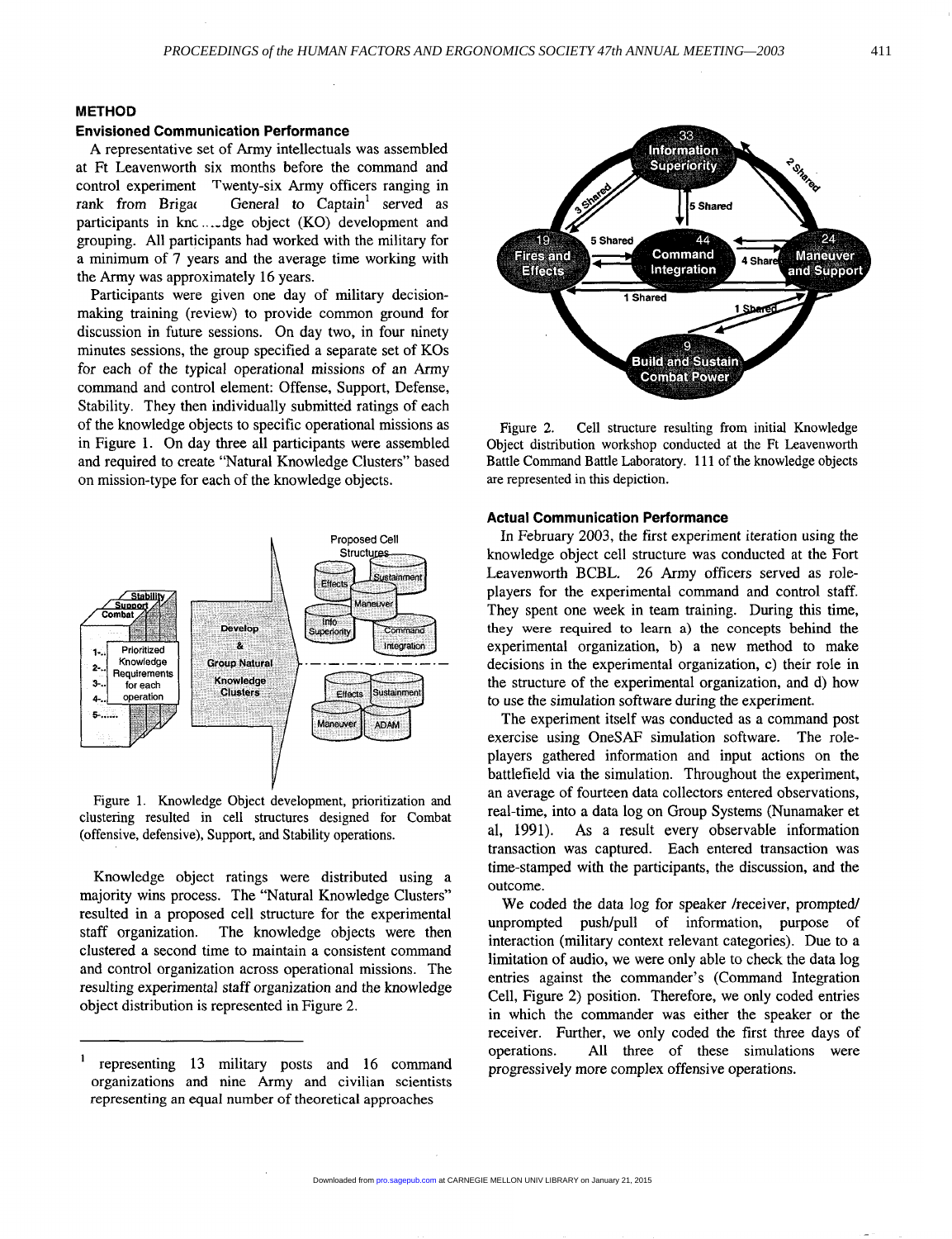## METHOD

### Envisioned Communication Performance

A representative set of Army intellectuals was assembled at Ft Leavenworth six months before the command and control experiment Twenty-six Army officers ranging in rank from Brigadier General to Captain[1] served as participants in knowledge object (KO) development and grouping. All participants had worked with the military for a minimum of 7 years and the average time working with the Army was approximately 16 years.

Participants were given one day of military decision-making training (review) to provide common ground for discussion in future sessions. On day two, in four ninety minutes sessions, the group specified a separate set of KOs for each of the typical operational missions of an Army command and control element: Offense, Support, Defense, Stability. They then individually submitted ratings of each of the knowledge objects to specific operational missions as in Figure 1. On day three all participants were assembled and required to create "Natural Knowledge Clusters" based on mission-type for each of the knowledge objects.

Figure 1. Knowledge Object development, prioritization and clustering resulted in cell structures designed for Combat (offensive, defensive), Support, and Stability operations.

Knowledge object ratings were distributed using a majority wins process. The "Natural Knowledge Clusters" resulted in a proposed cell structure for the experimental staff organization. The knowledge objects were then clustered a second time to maintain a consistent command and control organization across operational missions. The resulting experimental staff organization and the knowledge object distribution is represented in Figure 2.

[1] representing 13 military posts and 16 command organizations and nine Army and civilian scientists representing an equal number of theoretical approaches

Figure 2. Cell structure resulting from initial Knowledge Object distribution workshop conducted at the Ft Leavenworth Battle Command Battle Laboratory. 111 of the knowledge objects are represented in this depiction.

### Actual Communication Performance

In February 2003, the first experiment iteration using the knowledge object cell structure was conducted at the Fort Leavenworth BCBL. 26 Army officers served as role-players for the experimental command and control staff. They spent one week in team training. During this time, they were required to learn a) the concepts behind the experimental organization, b) a new method to make decisions in the experimental organization, c) their role in the structure of the experimental organization, and d) how to use the simulation software during the experiment.

The experiment itself was conducted as a command post exercise using OneSAF simulation software. The role-players gathered information and input actions on the battlefield via the simulation. Throughout the experiment, an average of fourteen data collectors entered observations, real-time, into a data log on Group Systems (Nunamaker et al, 1991). As a result every observable information transaction was captured. Each entered transaction was time-stamped with the participants, the discussion, and the outcome.

We coded the data log for speaker /receiver, prompted/ unprompted push/pull of information, purpose of interaction (military context relevant categories). Due to a limitation of audio, we were only able to check the data log entries against the commander's (Command Integration Cell, Figure 2) position. Therefore, we only coded entries in which the commander was either the speaker or the receiver. Further, we only coded the first three days of operations. All three of these simulations were progressively more complex offensive operations.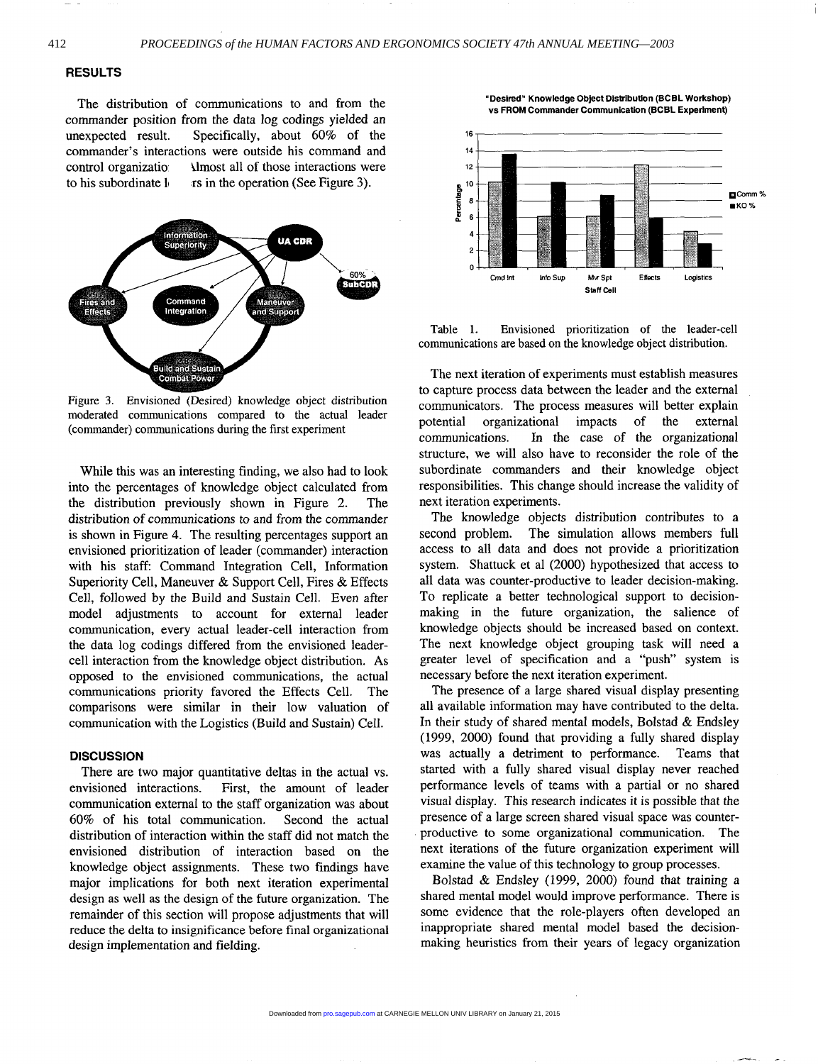## RESULTS

The distribution of communications to and from the commander position from the data log codings yielded an unexpected result. Specifically, about 60% of the commander's interactions were outside his command and control organizatio  \lmost all of those interactions were to his subordinate l  rs in the operation (See Figure 3).

Figure 3. Envisioned (Desired) knowledge object distribution moderated communications compared to the actual leader (commander) communications during the first experiment

While this was an interesting finding, we also had to look into the percentages of knowledge object calculated from the distribution previously shown in Figure 2. The distribution of communications to and from the commander is shown in Figure 4. The resulting percentages support an envisioned prioritization of leader (commander) interaction with his staff: Command Integration Cell, Information Superiority Cell, Maneuver & Support Cell, Fires & Effects Cell, followed by the Build and Sustain Cell. Even after model adjustments to account for external leader communication, every actual leader-cell interaction from the data log codings differed from the envisioned leader-cell interaction from the knowledge object distribution. As opposed to the envisioned communications, the actual communications priority favored the Effects Cell. The comparisons were similar in their low valuation of communication with the Logistics (Build and Sustain) Cell.

## DISCUSSION

There are two major quantitative deltas in the actual vs. envisioned interactions. First, the amount of leader communication external to the staff organization was about 60% of his total communication. Second the actual distribution of interaction within the staff did not match the envisioned distribution of interaction based on the knowledge object assignments. These two findings have major implications for both next iteration experimental design as well as the design of the future organization. The remainder of this section will propose adjustments that will reduce the delta to insignificance before final organizational design implementation and fielding.

Table 1. Envisioned prioritization of the leader-cell communications are based on the knowledge object distribution.

The next iteration of experiments must establish measures to capture process data between the leader and the external communicators. The process measures will better explain potential organizational impacts of the external communications. In the case of the organizational structure, we will also have to reconsider the role of the subordinate commanders and their knowledge object responsibilities. This change should increase the validity of next iteration experiments.

The knowledge objects distribution contributes to a second problem. The simulation allows members full access to all data and does not provide a prioritization system. Shattuck et al (2000) hypothesized that access to all data was counter-productive to leader decision-making. To replicate a better technological support to decision-making in the future organization, the salience of knowledge objects should be increased based on context. The next knowledge object grouping task will need a greater level of specification and a "push" system is necessary before the next iteration experiment.

The presence of a large shared visual display presenting all available information may have contributed to the delta. In their study of shared mental models, Bolstad & Endsley (1999, 2000) found that providing a fully shared display was actually a detriment to performance. Teams that started with a fully shared visual display never reached performance levels of teams with a partial or no shared visual display. This research indicates it is possible that the presence of a large screen shared visual space was counter-productive to some organizational communication. The next iterations of the future organization experiment will examine the value of this technology to group processes.

Bolstad & Endsley (1999, 2000) found that training a shared mental model would improve performance. There is some evidence that the role-players often developed an inappropriate shared mental model based the decision-making heuristics from their years of legacy organization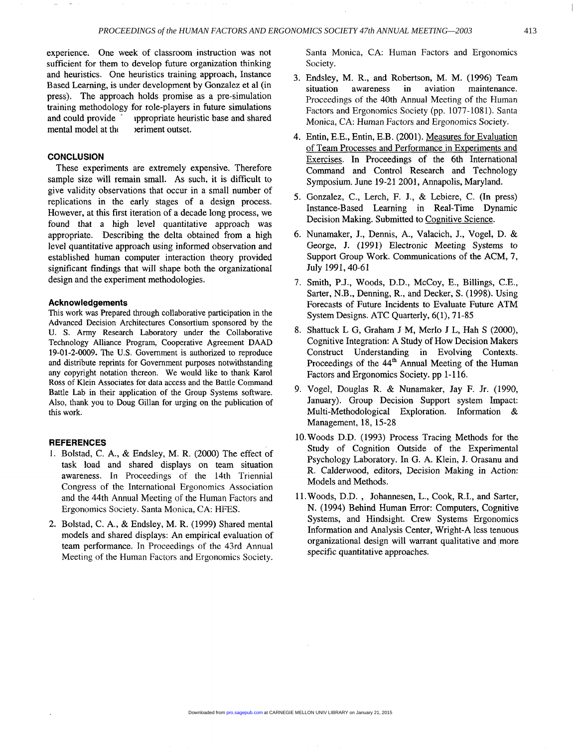experience. One week of classroom instruction was not sufficient for them to develop future organization thinking and heuristics. One heuristics training approach, Instance Based Learning, is under development by Gonzalez et al (in press). The approach holds promise as a pre-simulation training methodology for role-players in future simulations and could provide ˉ ıppropriate heuristic base and shared mental model at th( )eriment outset.

### CONCLUSION

These experiments are extremely expensive. Therefore sample size will remain small. As such, it is difficult to give validity observations that occur in a small number of replications in the early stages of a design process. However, at this first iteration of a decade long process, we found that a high level quantitative approach was appropriate. Describing the delta obtained from a high level quantitative approach using informed observation and established human computer interaction theory provided significant findings that will shape both the organizational design and the experiment methodologies.

#### Acknowledgements

This work was Prepared through collaborative participation in the Advanced Decision Architectures Consortium sponsored by the U. S. Army Research Laboratory under the Collaborative Technology Alliance Program, Cooperative Agreement DAAD 19-01-2-0009. The U.S. Government is authorized to reproduce and distribute reprints for Government purposes notwithstanding any copyright notation thereon. We would like to thank Karol Ross of Klein Associates for data access and the Battle Command Battle Lab in their application of the Group Systems software. Also, thank you to Doug Gillan for urging on the publication of this work.

### REFERENCES

1. Bolstad, C. A., & Endsley, M. R. (2000) The effect of task load and shared displays on team situation awareness. In Proceedings of the 14th Triennial Congress of the International Ergonomics Association and the 44th Annual Meeting of the Human Factors and Ergonomics Society. Santa Monica, CA: HFES.

2. Bolstad, C. A., & Endsley, M. R. (1999) Shared mental models and shared displays: An empirical evaluation of team performance. In Proceedings of the 43rd Annual Meeting of the Human Factors and Ergonomics Society. Santa Monica, CA: Human Factors and Ergonomics Society.

3. Endsley, M. R., and Robertson, M. M. (1996) Team situation awareness in aviation maintenance. Proceedings of the 40th Annual Meeting of the Human Factors and Ergonomics Society (pp. 1077-1081). Santa Monica, CA: Human Factors and Ergonomics Society.

4. Entin, E.E., Entin, E.B. (2001). Measures for Evaluation of Team Processes and Performance in Experiments and Exercises. In Proceedings of the 6th International Command and Control Research and Technology Symposium. June 19-21 2001, Annapolis, Maryland.

5. Gonzalez, C., Lerch, F. J., & Lebiere, C. (In press) Instance-Based Learning in Real-Time Dynamic Decision Making. Submitted to Cognitive Science.

6. Nunamaker, J., Dennis, A., Valacich, J., Vogel, D. & George, J. (1991) Electronic Meeting Systems to Support Group Work. Communications of the ACM, 7, July 1991, 40-61

7. Smith, P.J., Woods, D.D., McCoy, E., Billings, C.E., Sarter, N.B., Denning, R., and Decker, S. (1998). Using Forecasts of Future Incidents to Evaluate Future ATM System Designs. ATC Quarterly, 6(1), 71-85

8. Shattuck L G, Graham J M, Merlo J L, Hah S (2000), Cognitive Integration: A Study of How Decision Makers Construct Understanding in Evolving Contexts. Proceedings of the 44th Annual Meeting of the Human Factors and Ergonomics Society. pp 1-116.

9. Vogel, Douglas R. & Nunamaker, Jay F. Jr. (1990, January). Group Decision Support system Impact: Multi-Methodological Exploration. Information & Management, 18, 15-28

10. Woods D.D. (1993) Process Tracing Methods for the Study of Cognition Outside of the Experimental Psychology Laboratory. In G. A. Klein, J. Orasanu and R. Calderwood, editors, Decision Making in Action: Models and Methods.

11. Woods, D.D. , Johannesen, L., Cook, R.I., and Sarter, N. (1994) Behind Human Error: Computers, Cognitive Systems, and Hindsight. Crew Systems Ergonomics Information and Analysis Center, Wright-A less tenuous organizational design will warrant qualitative and more specific quantitative approaches.